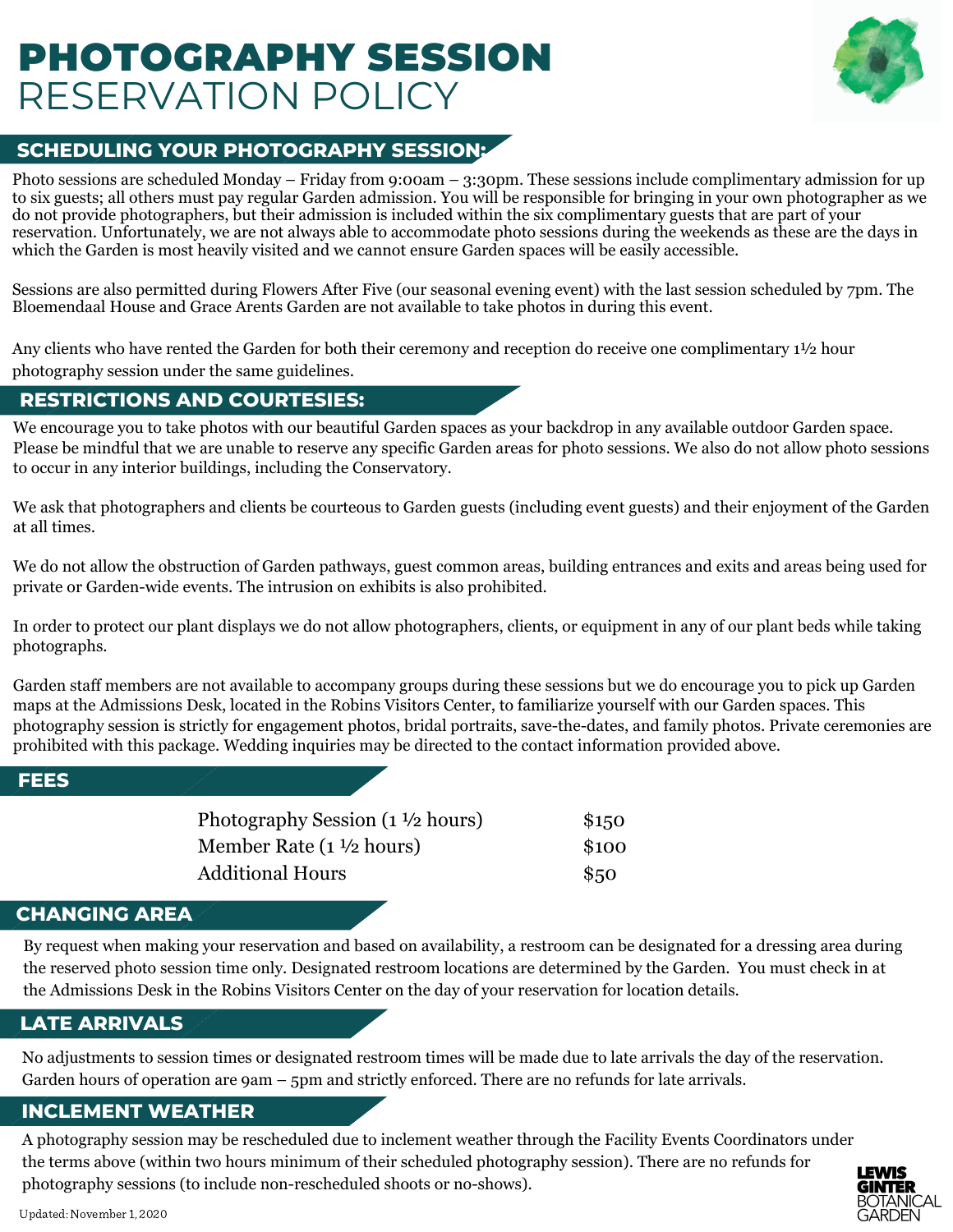# PHOTOGRAPHY SESSION RESERVATION POLICY

## SCHEDULING YOUR PHOTOGRAPHY SESSION:

Photo sessions are scheduled Monday – Friday from 9:00am – 3:30pm. These sessions include complimentary admission for up to six guests; all others must pay regular Garden admission. You will be responsible for bringing in your own photographer as we do not provide photographers, but their admission is included within the six complimentary guests that are part of your reservation. Unfortunately, we are not always able to accommodate photo sessions during the weekends as these are the days in which the Garden is most heavily visited and we cannot ensure Garden spaces will be easily accessible.

Sessions are also permitted during Flowers After Five (our seasonal evening event) with the last session scheduled by 7pm. The Bloemendaal House and Grace Arents Garden are not available to take photos in during this event.

Any clients who have rented the Garden for both their ceremony and reception do receive one complimentary 1½ hour photography session under the same guidelines.

## RESTRICTIONS AND COURTESIES:

We encourage you to take photos with our beautiful Garden spaces as your backdrop in any available outdoor Garden space. Please be mindful that we are unable to reserve any specific Garden areas for photo sessions. We also do not allow photo sessions to occur in any interior buildings, including the Conservatory.

We ask that photographers and clients be courteous to Garden guests (including event guests) and their enjoyment of the Garden at all times.

We do not allow the obstruction of Garden pathways, guest common areas, building entrances and exits and areas being used for private or Garden-wide events. The intrusion on exhibits is also prohibited.

In order to protect our plant displays we do not allow photographers, clients, or equipment in any of our plant beds while taking photographs.

Garden staff members are not available to accompany groups during these sessions but we do encourage you to pick up Garden maps at the Admissions Desk, located in the Robins Visitors Center, to familiarize yourself with our Garden spaces. This photography session is strictly for engagement photos, bridal portraits, save-the-dates, and family photos. Private ceremonies are prohibited with this package. Wedding inquiries may be directed to the contact information provided above.

## FEES

| | |
|---|---|
| Photography Session (1 ½ hours) | $150 |
| Member Rate (1 ½ hours) | $100 |
| Additional Hours | $50 |

## CHANGING AREA

By request when making your reservation and based on availability, a restroom can be designated for a dressing area during the reserved photo session time only. Designated restroom locations are determined by the Garden. You must check in at the Admissions Desk in the Robins Visitors Center on the day of your reservation for location details.

## LATE ARRIVALS

No adjustments to session times or designated restroom times will be made due to late arrivals the day of the reservation. Garden hours of operation are 9am – 5pm and strictly enforced. There are no refunds for late arrivals.

## INCLEMENT WEATHER

A photography session may be rescheduled due to inclement weather through the Facility Events Coordinators under the terms above (within two hours minimum of their scheduled photography session). There are no refunds for photography sessions (to include non-rescheduled shoots or no-shows).

Updated: November 1, 2020

LEWIS GINTER BOTANICAL GARDEN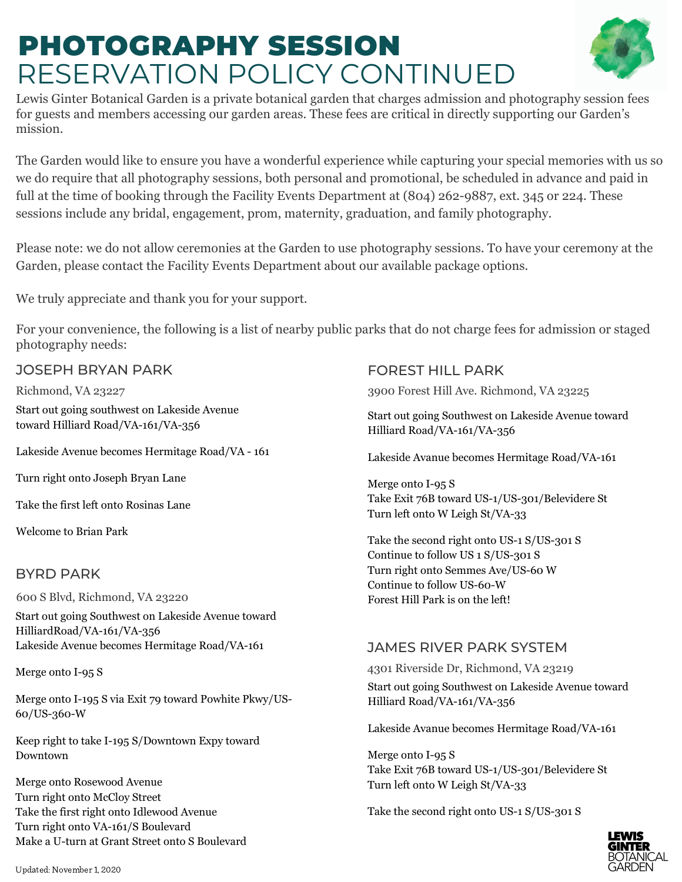# PHOTOGRAPHY SESSION
## RESERVATION POLICY CONTINUED

Lewis Ginter Botanical Garden is a private botanical garden that charges admission and photography session fees for guests and members accessing our garden areas. These fees are critical in directly supporting our Garden's mission.

The Garden would like to ensure you have a wonderful experience while capturing your special memories with us so we do require that all photography sessions, both personal and promotional, be scheduled in advance and paid in full at the time of booking through the Facility Events Department at (804) 262-9887, ext. 345 or 224. These sessions include any bridal, engagement, prom, maternity, graduation, and family photography.

Please note: we do not allow ceremonies at the Garden to use photography sessions. To have your ceremony at the Garden, please contact the Facility Events Department about our available package options.

We truly appreciate and thank you for your support.

For your convenience, the following is a list of nearby public parks that do not charge fees for admission or staged photography needs:

### JOSEPH BRYAN PARK

Richmond, VA 23227

Start out going southwest on Lakeside Avenue toward Hilliard Road/VA-161/VA-356

Lakeside Avenue becomes Hermitage Road/VA - 161

Turn right onto Joseph Bryan Lane

Take the first left onto Rosinas Lane

Welcome to Brian Park

### BYRD PARK

600 S Blvd, Richmond, VA 23220

Start out going Southwest on Lakeside Avenue toward HilliardRoad/VA-161/VA-356
Lakeside Avenue becomes Hermitage Road/VA-161

Merge onto I-95 S

Merge onto I-195 S via Exit 79 toward Powhite Pkwy/US-60/US-360-W

Keep right to take I-195 S/Downtown Expy toward Downtown

Merge onto Rosewood Avenue
Turn right onto McCloy Street
Take the first right onto Idlewood Avenue
Turn right onto VA-161/S Boulevard
Make a U-turn at Grant Street onto S Boulevard

### FOREST HILL PARK

3900 Forest Hill Ave. Richmond, VA 23225

Start out going Southwest on Lakeside Avenue toward Hilliard Road/VA-161/VA-356

Lakeside Avanue becomes Hermitage Road/VA-161

Merge onto I-95 S
Take Exit 76B toward US-1/US-301/Belevidere St
Turn left onto W Leigh St/VA-33

Take the second right onto US-1 S/US-301 S
Continue to follow US 1 S/US-301 S
Turn right onto Semmes Ave/US-60 W
Continue to follow US-60-W
Forest Hill Park is on the left!

### JAMES RIVER PARK SYSTEM

4301 Riverside Dr, Richmond, VA 23219

Start out going Southwest on Lakeside Avenue toward Hilliard Road/VA-161/VA-356

Lakeside Avanue becomes Hermitage Road/VA-161

Merge onto I-95 S
Take Exit 76B toward US-1/US-301/Belevidere St
Turn left onto W Leigh St/VA-33

Take the second right onto US-1 S/US-301 S

Updated: November 1, 2020

LEWIS GINTER BOTANICAL GARDEN